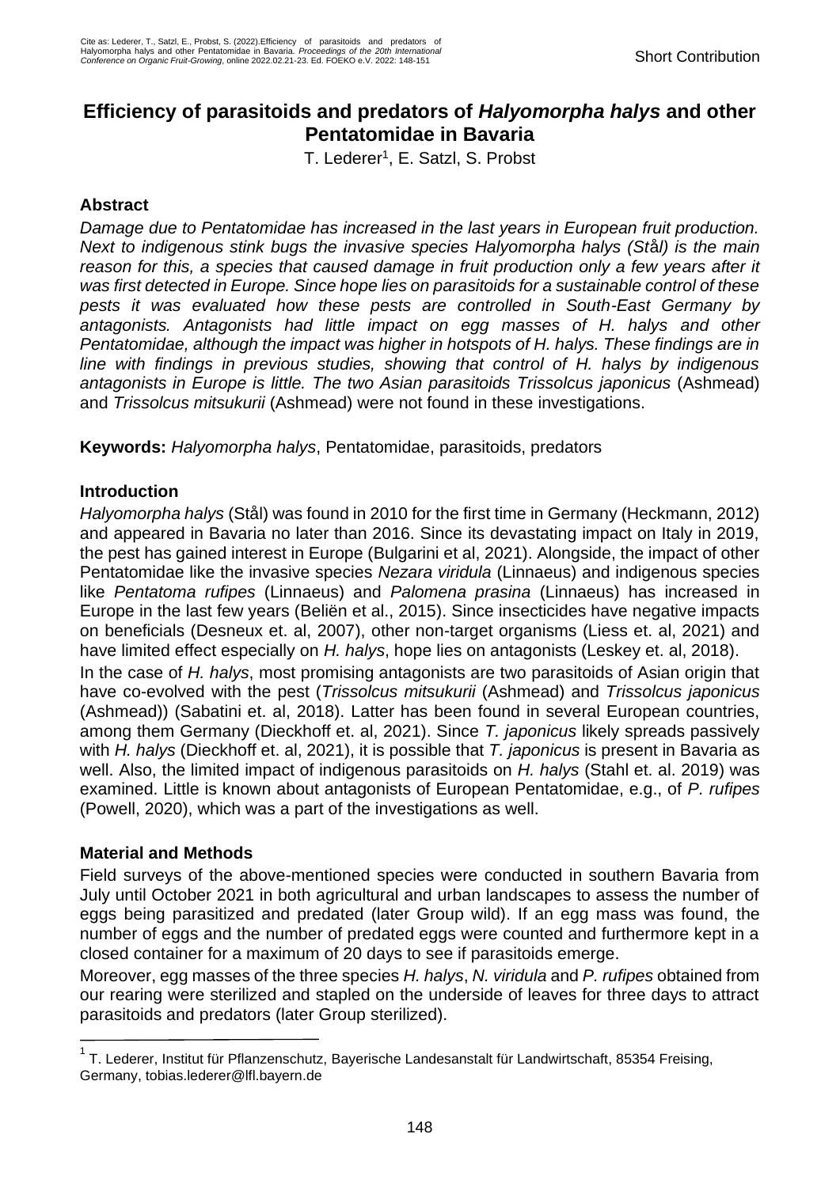# Efficiency of parasitoids and predators of *Halyomorpha halys* and other Pentatomidae in Bavaria

T. Lederer[1], E. Satzl, S. Probst

## Abstract

*Damage due to Pentatomidae has increased in the last years in European fruit production. Next to indigenous stink bugs the invasive species Halyomorpha halys (Stål) is the main reason for this, a species that caused damage in fruit production only a few years after it was first detected in Europe. Since hope lies on parasitoids for a sustainable control of these pests it was evaluated how these pests are controlled in South-East Germany by antagonists. Antagonists had little impact on egg masses of H. halys and other Pentatomidae, although the impact was higher in hotspots of H. halys. These findings are in line with findings in previous studies, showing that control of H. halys by indigenous antagonists in Europe is little. The two Asian parasitoids Trissolcus japonicus* (Ashmead) and *Trissolcus mitsukurii* (Ashmead) *were not found in these investigations.*

**Keywords:** *Halyomorpha halys*, Pentatomidae, parasitoids, predators

## Introduction

*Halyomorpha halys* (Stål) was found in 2010 for the first time in Germany (Heckmann, 2012) and appeared in Bavaria no later than 2016. Since its devastating impact on Italy in 2019, the pest has gained interest in Europe (Bulgarini et al, 2021). Alongside, the impact of other Pentatomidae like the invasive species *Nezara viridula* (Linnaeus) and indigenous species like *Pentatoma rufipes* (Linnaeus) and *Palomena prasina* (Linnaeus) has increased in Europe in the last few years (Beliën et al., 2015). Since insecticides have negative impacts on beneficials (Desneux et. al, 2007), other non-target organisms (Liess et. al, 2021) and have limited effect especially on *H. halys*, hope lies on antagonists (Leskey et. al, 2018).

In the case of *H. halys*, most promising antagonists are two parasitoids of Asian origin that have co-evolved with the pest (*Trissolcus mitsukurii* (Ashmead) and *Trissolcus japonicus* (Ashmead)) (Sabatini et. al, 2018). Latter has been found in several European countries, among them Germany (Dieckhoff et. al, 2021). Since *T. japonicus* likely spreads passively with *H. halys* (Dieckhoff et. al, 2021), it is possible that *T. japonicus* is present in Bavaria as well. Also, the limited impact of indigenous parasitoids on *H. halys* (Stahl et. al. 2019) was examined. Little is known about antagonists of European Pentatomidae, e.g., of *P. rufipes* (Powell, 2020), which was a part of the investigations as well.

## Material and Methods

Field surveys of the above-mentioned species were conducted in southern Bavaria from July until October 2021 in both agricultural and urban landscapes to assess the number of eggs being parasitized and predated (later Group wild). If an egg mass was found, the number of eggs and the number of predated eggs were counted and furthermore kept in a closed container for a maximum of 20 days to see if parasitoids emerge.

Moreover, egg masses of the three species *H. halys*, *N. viridula* and *P. rufipes* obtained from our rearing were sterilized and stapled on the underside of leaves for three days to attract parasitoids and predators (later Group sterilized).

[1] T. Lederer, Institut für Pflanzenschutz, Bayerische Landesanstalt für Landwirtschaft, 85354 Freising, Germany, tobias.lederer@lfl.bayern.de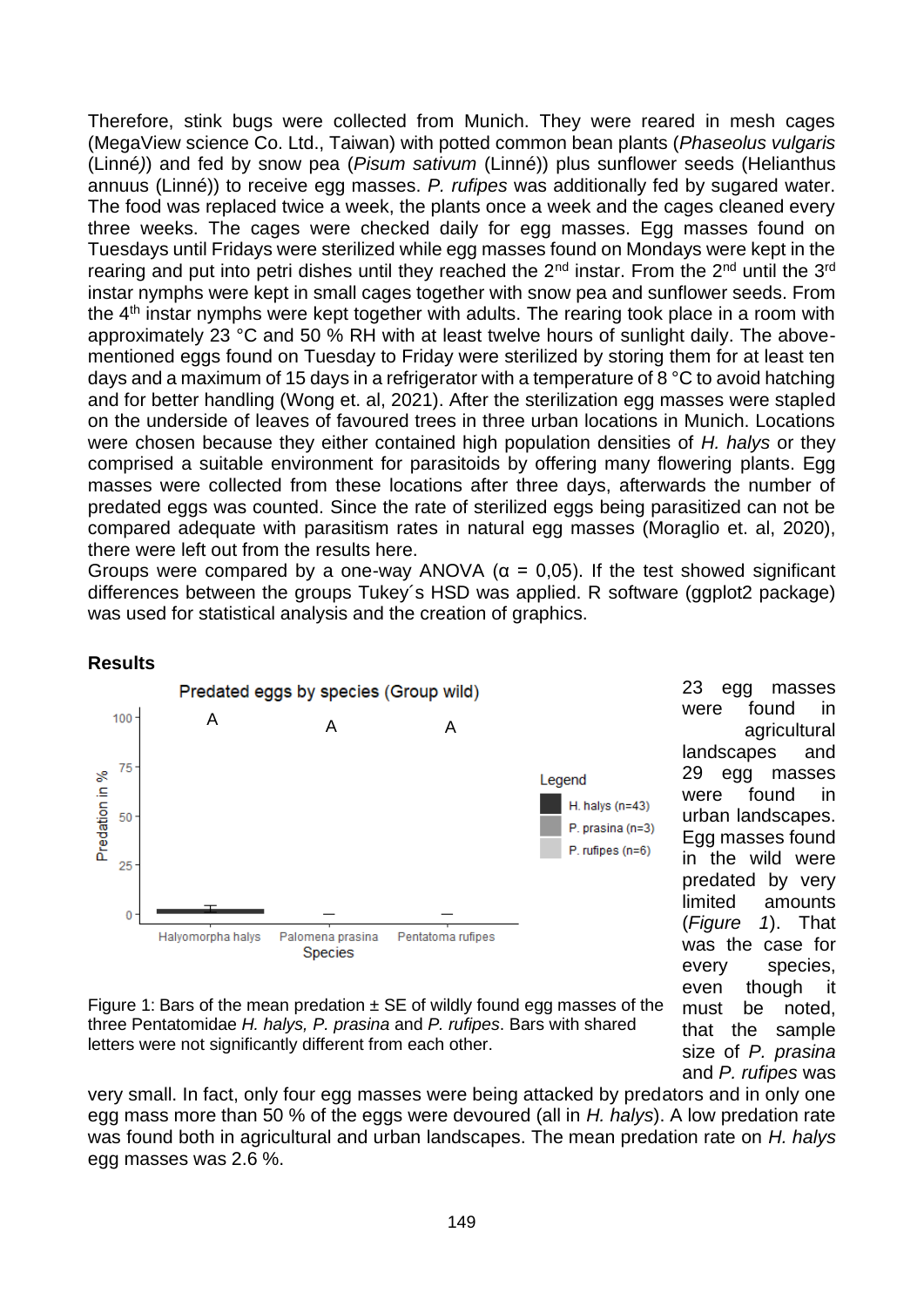Therefore, stink bugs were collected from Munich. They were reared in mesh cages (MegaView science Co. Ltd., Taiwan) with potted common bean plants (*Phaseolus vulgaris* (Linné)) and fed by snow pea (*Pisum sativum* (Linné)) plus sunflower seeds (Helianthus annuus (Linné)) to receive egg masses. *P. rufipes* was additionally fed by sugared water. The food was replaced twice a week, the plants once a week and the cages cleaned every three weeks. The cages were checked daily for egg masses. Egg masses found on Tuesdays until Fridays were sterilized while egg masses found on Mondays were kept in the rearing and put into petri dishes until they reached the 2nd instar. From the 2nd until the 3rd instar nymphs were kept in small cages together with snow pea and sunflower seeds. From the 4th instar nymphs were kept together with adults. The rearing took place in a room with approximately 23 °C and 50 % RH with at least twelve hours of sunlight daily. The above-mentioned eggs found on Tuesday to Friday were sterilized by storing them for at least ten days and a maximum of 15 days in a refrigerator with a temperature of 8 °C to avoid hatching and for better handling (Wong et. al, 2021). After the sterilization egg masses were stapled on the underside of leaves of favoured trees in three urban locations in Munich. Locations were chosen because they either contained high population densities of *H. halys* or they comprised a suitable environment for parasitoids by offering many flowering plants. Egg masses were collected from these locations after three days, afterwards the number of predated eggs was counted. Since the rate of sterilized eggs being parasitized can not be compared adequate with parasitism rates in natural egg masses (Moraglio et. al, 2020), there were left out from the results here.

Groups were compared by a one-way ANOVA ($\alpha$ = 0,05). If the test showed significant differences between the groups Tukey´s HSD was applied. R software (ggplot2 package) was used for statistical analysis and the creation of graphics.

## Results

Figure 1: Bars of the mean predation ± SE of wildly found egg masses of the three Pentatomidae *H. halys, P. prasina* and *P. rufipes*. Bars with shared letters were not significantly different from each other.

23 egg masses were found in agricultural landscapes and 29 egg masses were found in urban landscapes. Egg masses found in the wild were predated by very limited amounts (*Figure 1*). That was the case for every species, even though it must be noted, that the sample size of *P. prasina* and *P. rufipes* was very small. In fact, only four egg masses were being attacked by predators and in only one egg mass more than 50 % of the eggs were devoured (all in *H. halys*). A low predation rate was found both in agricultural and urban landscapes. The mean predation rate on *H. halys* egg masses was 2.6 %.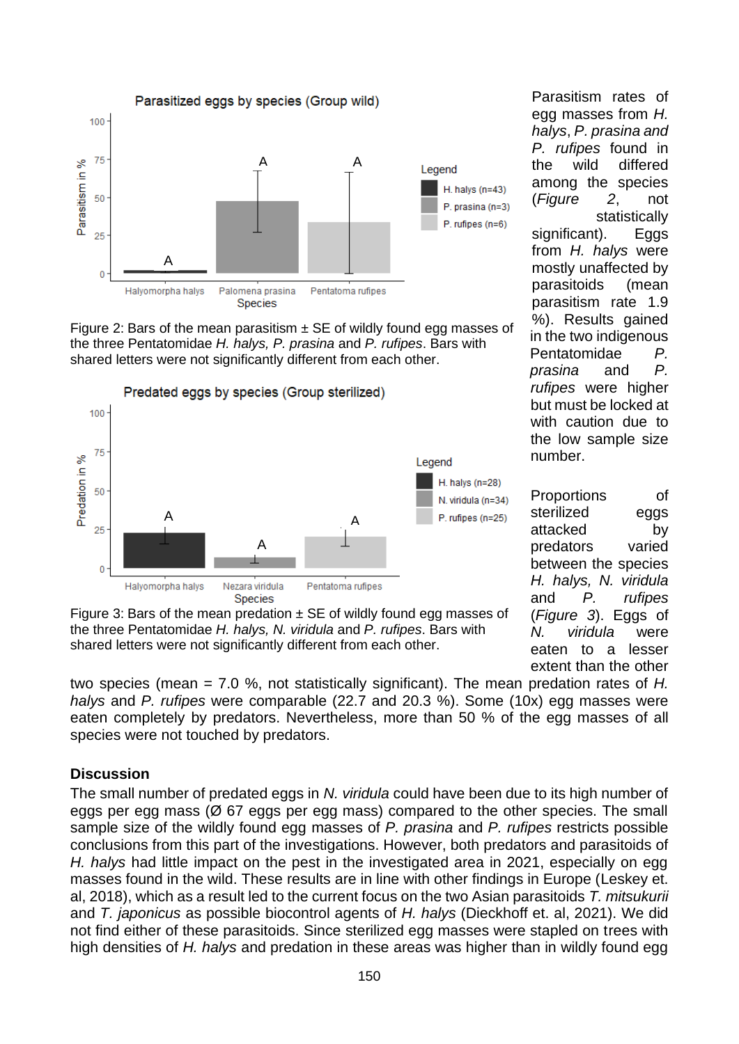Figure 2: Bars of the mean parasitism ± SE of wildly found egg masses of the three Pentatomidae *H. halys, P. prasina* and *P. rufipes*. Bars with shared letters were not significantly different from each other.

Figure 3: Bars of the mean predation ± SE of wildly found egg masses of the three Pentatomidae *H. halys, N. viridula* and *P. rufipes*. Bars with shared letters were not significantly different from each other.

Parasitism rates of egg masses from *H. halys*, *P. prasina and P. rufipes* found in the wild differed among the species (*Figure 2*, not statistically significant). Eggs from *H. halys* were mostly unaffected by parasitoids (mean parasitism rate 1.9 %). Results gained in the two indigenous Pentatomidae *P. prasina* and *P. rufipes* were higher but must be locked at with caution due to the low sample size number.

Proportions of sterilized eggs attacked by predators varied between the species *H. halys, N. viridula* and *P. rufipes* (*Figure 3*). Eggs of *N. viridula* were eaten to a lesser extent than the other two species (mean = 7.0 %, not statistically significant). The mean predation rates of *H. halys* and *P. rufipes* were comparable (22.7 and 20.3 %). Some (10x) egg masses were eaten completely by predators. Nevertheless, more than 50 % of the egg masses of all species were not touched by predators.

## Discussion

The small number of predated eggs in *N. viridula* could have been due to its high number of eggs per egg mass (Ø 67 eggs per egg mass) compared to the other species. The small sample size of the wildly found egg masses of *P. prasina* and *P. rufipes* restricts possible conclusions from this part of the investigations. However, both predators and parasitoids of *H. halys* had little impact on the pest in the investigated area in 2021, especially on egg masses found in the wild. These results are in line with other findings in Europe (Leskey et. al, 2018), which as a result led to the current focus on the two Asian parasitoids *T. mitsukurii* and *T. japonicus* as possible biocontrol agents of *H. halys* (Dieckhoff et. al, 2021). We did not find either of these parasitoids. Since sterilized egg masses were stapled on trees with high densities of *H. halys* and predation in these areas was higher than in wildly found egg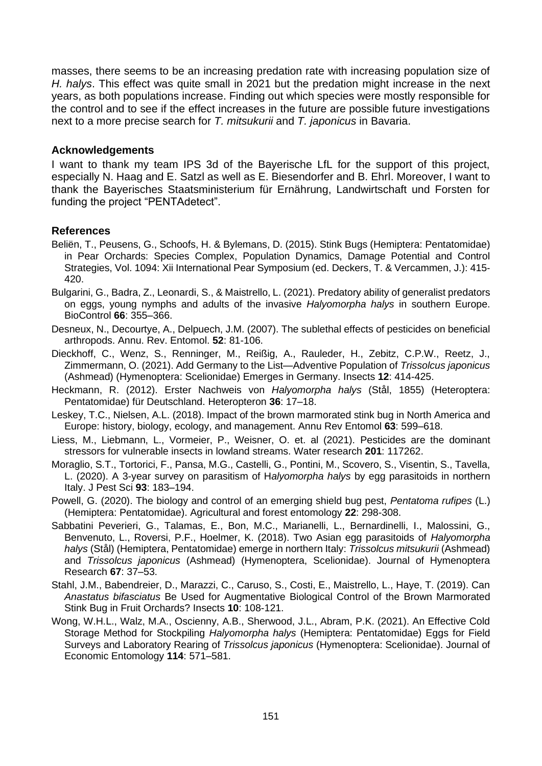masses, there seems to be an increasing predation rate with increasing population size of *H. halys*. This effect was quite small in 2021 but the predation might increase in the next years, as both populations increase. Finding out which species were mostly responsible for the control and to see if the effect increases in the future are possible future investigations next to a more precise search for *T. mitsukurii* and *T. japonicus* in Bavaria.

## Acknowledgements

I want to thank my team IPS 3d of the Bayerische LfL for the support of this project, especially N. Haag and E. Satzl as well as E. Biesendorfer and B. Ehrl. Moreover, I want to thank the Bayerisches Staatsministerium für Ernährung, Landwirtschaft und Forsten for funding the project "PENTAdetect".

## References

Beliën, T., Peusens, G., Schoofs, H. & Bylemans, D. (2015). Stink Bugs (Hemiptera: Pentatomidae) in Pear Orchards: Species Complex, Population Dynamics, Damage Potential and Control Strategies, Vol. 1094: Xii International Pear Symposium (ed. Deckers, T. & Vercammen, J.): 415-420.

Bulgarini, G., Badra, Z., Leonardi, S., & Maistrello, L. (2021). Predatory ability of generalist predators on eggs, young nymphs and adults of the invasive *Halyomorpha halys* in southern Europe. BioControl **66**: 355–366.

Desneux, N., Decourtye, A., Delpuech, J.M. (2007). The sublethal effects of pesticides on beneficial arthropods. Annu. Rev. Entomol. **52**: 81-106.

Dieckhoff, C., Wenz, S., Renninger, M., Reißig, A., Rauleder, H., Zebitz, C.P.W., Reetz, J., Zimmermann, O. (2021). Add Germany to the List—Adventive Population of *Trissolcus japonicus* (Ashmead) (Hymenoptera: Scelionidae) Emerges in Germany. Insects **12**: 414-425.

Heckmann, R. (2012). Erster Nachweis von *Halyomorpha halys* (Stål, 1855) (Heteroptera: Pentatomidae) für Deutschland. Heteropteron **36**: 17–18.

Leskey, T.C., Nielsen, A.L. (2018). Impact of the brown marmorated stink bug in North America and Europe: history, biology, ecology, and management. Annu Rev Entomol **63**: 599–618.

Liess, M., Liebmann, L., Vormeier, P., Weisner, O. et. al (2021). Pesticides are the dominant stressors for vulnerable insects in lowland streams. Water research **201**: 117262.

Moraglio, S.T., Tortorici, F., Pansa, M.G., Castelli, G., Pontini, M., Scovero, S., Visentin, S., Tavella, L. (2020). A 3-year survey on parasitism of H*alyomorpha halys* by egg parasitoids in northern Italy. J Pest Sci **93**: 183–194.

Powell, G. (2020). The biology and control of an emerging shield bug pest, *Pentatoma rufipes* (L.) (Hemiptera: Pentatomidae). Agricultural and forest entomology **22**: 298-308.

Sabbatini Peverieri, G., Talamas, E., Bon, M.C., Marianelli, L., Bernardinelli, I., Malossini, G., Benvenuto, L., Roversi, P.F., Hoelmer, K. (2018). Two Asian egg parasitoids of *Halyomorpha halys* (Stål) (Hemiptera, Pentatomidae) emerge in northern Italy: *Trissolcus mitsukurii* (Ashmead) and *Trissolcus japonicus* (Ashmead) (Hymenoptera, Scelionidae). Journal of Hymenoptera Research **67**: 37–53.

Stahl, J.M., Babendreier, D., Marazzi, C., Caruso, S., Costi, E., Maistrello, L., Haye, T. (2019). Can *Anastatus bifasciatus* Be Used for Augmentative Biological Control of the Brown Marmorated Stink Bug in Fruit Orchards? Insects **10**: 108-121.

Wong, W.H.L., Walz, M.A., Oscienny, A.B., Sherwood, J.L., Abram, P.K. (2021). An Effective Cold Storage Method for Stockpiling *Halyomorpha halys* (Hemiptera: Pentatomidae) Eggs for Field Surveys and Laboratory Rearing of *Trissolcus japonicus* (Hymenoptera: Scelionidae). Journal of Economic Entomology **114**: 571–581.